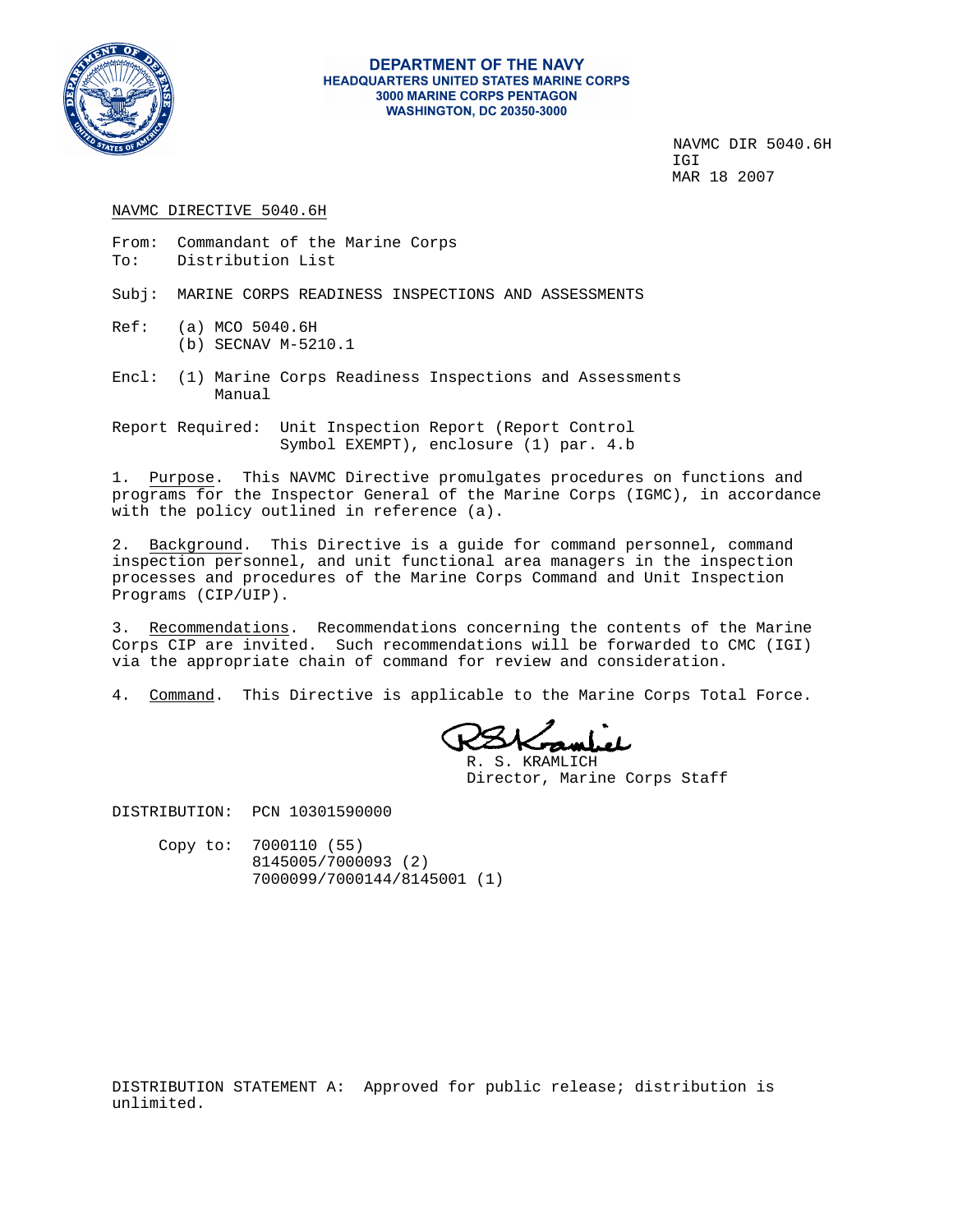**DEPARTMENT OF THE NAVY**
**HEADQUARTERS UNITED STATES MARINE CORPS**
**3000 MARINE CORPS PENTAGON**
**WASHINGTON, DC 20350-3000**

NAVMC DIR 5040.6H
IGI
MAR 18 2007

NAVMC DIRECTIVE 5040.6H

From: Commandant of the Marine Corps
To: Distribution List

Subj: MARINE CORPS READINESS INSPECTIONS AND ASSESSMENTS

Ref: (a) MCO 5040.6H
(b) SECNAV M-5210.1

Encl: (1) Marine Corps Readiness Inspections and Assessments Manual

Report Required: Unit Inspection Report (Report Control Symbol EXEMPT), enclosure (1) par. 4.b

1. Purpose. This NAVMC Directive promulgates procedures on functions and programs for the Inspector General of the Marine Corps (IGMC), in accordance with the policy outlined in reference (a).

2. Background. This Directive is a guide for command personnel, command inspection personnel, and unit functional area managers in the inspection processes and procedures of the Marine Corps Command and Unit Inspection Programs (CIP/UIP).

3. Recommendations. Recommendations concerning the contents of the Marine Corps CIP are invited. Such recommendations will be forwarded to CMC (IGI) via the appropriate chain of command for review and consideration.

4. Command. This Directive is applicable to the Marine Corps Total Force.

R. S. KRAMLICH
Director, Marine Corps Staff

DISTRIBUTION: PCN 10301590000

Copy to: 7000110 (55)
8145005/7000093 (2)
7000099/7000144/8145001 (1)

DISTRIBUTION STATEMENT A: Approved for public release; distribution is unlimited.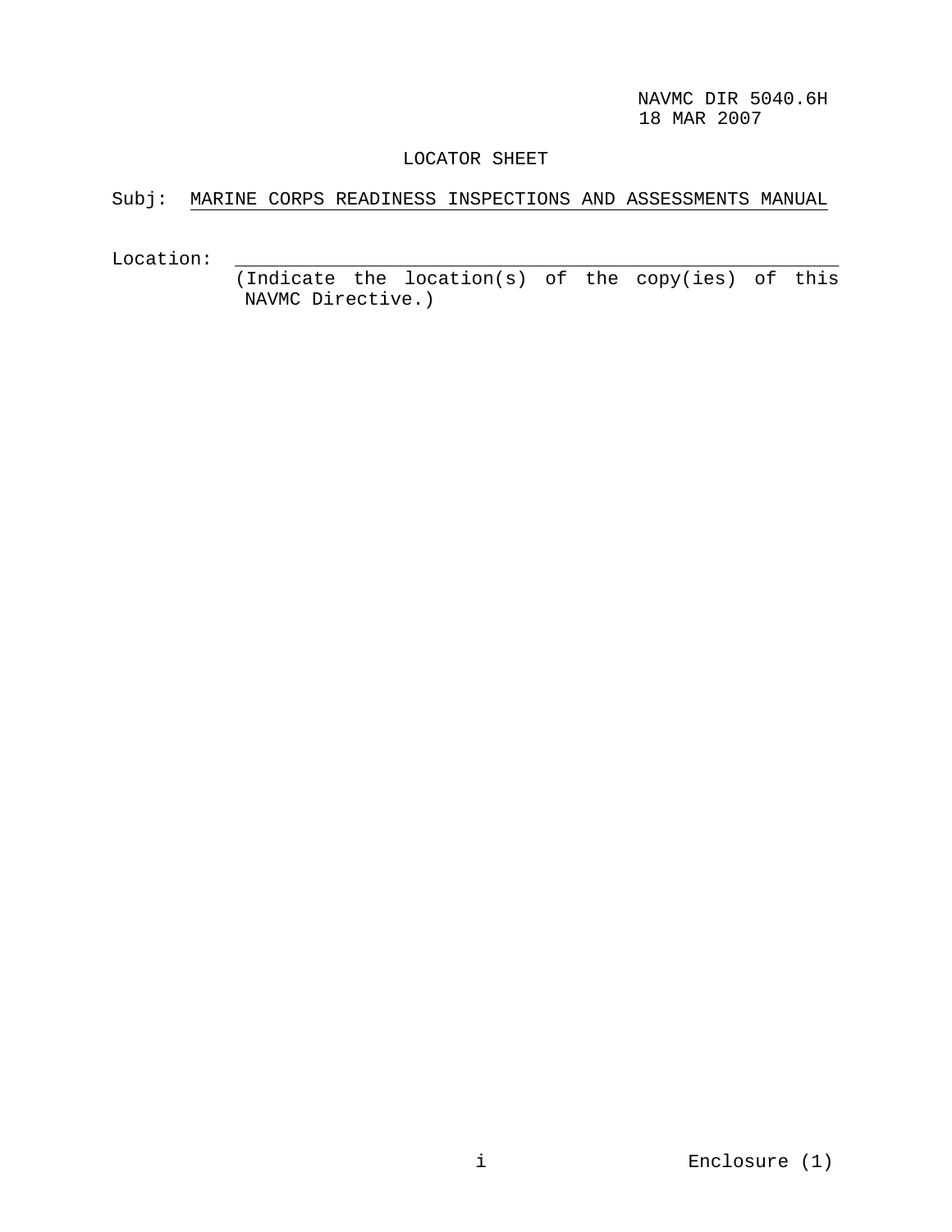NAVMC DIR 5040.6H
18 MAR 2007

LOCATOR SHEET

Subj: MARINE CORPS READINESS INSPECTIONS AND ASSESSMENTS MANUAL

Location: ____________________________________________
(Indicate the location(s) of the copy(ies) of this NAVMC Directive.)

Enclosure (1)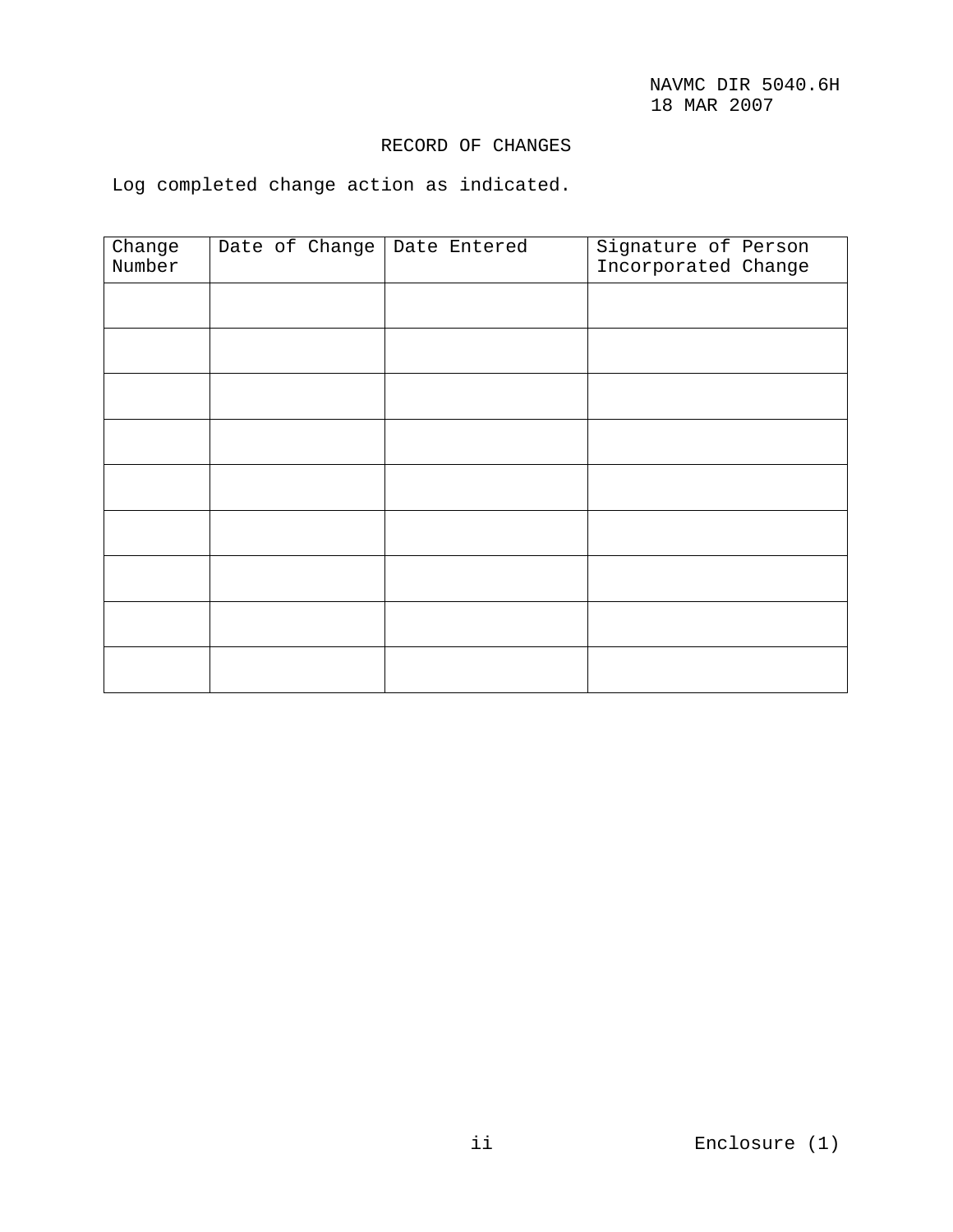# RECORD OF CHANGES

Log completed change action as indicated.

| Change Number | Date of Change | Date Entered | Signature of Person Incorporated Change |
|---|---|---|---|
| | | | |
| | | | |
| | | | |
| | | | |
| | | | |
| | | | |
| | | | |
| | | | |
| | | | |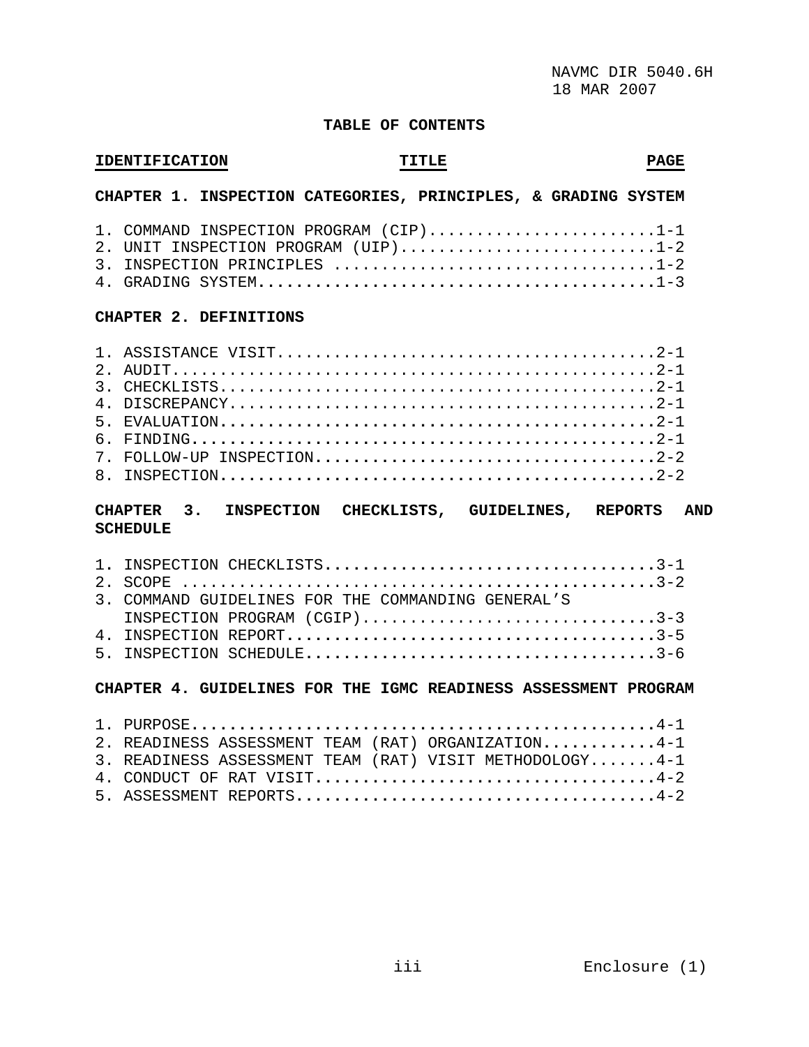**TABLE OF CONTENTS**

| IDENTIFICATION | TITLE | PAGE |
|---|---|---|
| **CHAPTER 1. INSPECTION CATEGORIES, PRINCIPLES, & GRADING SYSTEM** | | |
| 1. | COMMAND INSPECTION PROGRAM (CIP) | 1-1 |
| 2. | UNIT INSPECTION PROGRAM (UIP) | 1-2 |
| 3. | INSPECTION PRINCIPLES | 1-2 |
| 4. | GRADING SYSTEM | 1-3 |
| **CHAPTER 2. DEFINITIONS** | | |
| 1. | ASSISTANCE VISIT | 2-1 |
| 2. | AUDIT | 2-1 |
| 3. | CHECKLISTS | 2-1 |
| 4. | DISCREPANCY | 2-1 |
| 5. | EVALUATION | 2-1 |
| 6. | FINDING | 2-1 |
| 7. | FOLLOW-UP INSPECTION | 2-2 |
| 8. | INSPECTION | 2-2 |
| **CHAPTER 3. INSPECTION CHECKLISTS, GUIDELINES, REPORTS AND SCHEDULE** | | |
| 1. | INSPECTION CHECKLISTS | 3-1 |
| 2. | SCOPE | 3-2 |
| 3. | COMMAND GUIDELINES FOR THE COMMANDING GENERAL'S INSPECTION PROGRAM (CGIP) | 3-3 |
| 4. | INSPECTION REPORT | 3-5 |
| 5. | INSPECTION SCHEDULE | 3-6 |
| **CHAPTER 4. GUIDELINES FOR THE IGMC READINESS ASSESSMENT PROGRAM** | | |
| 1. | PURPOSE | 4-1 |
| 2. | READINESS ASSESSMENT TEAM (RAT) ORGANIZATION | 4-1 |
| 3. | READINESS ASSESSMENT TEAM (RAT) VISIT METHODOLOGY | 4-1 |
| 4. | CONDUCT OF RAT VISIT | 4-2 |
| 5. | ASSESSMENT REPORTS | 4-2 |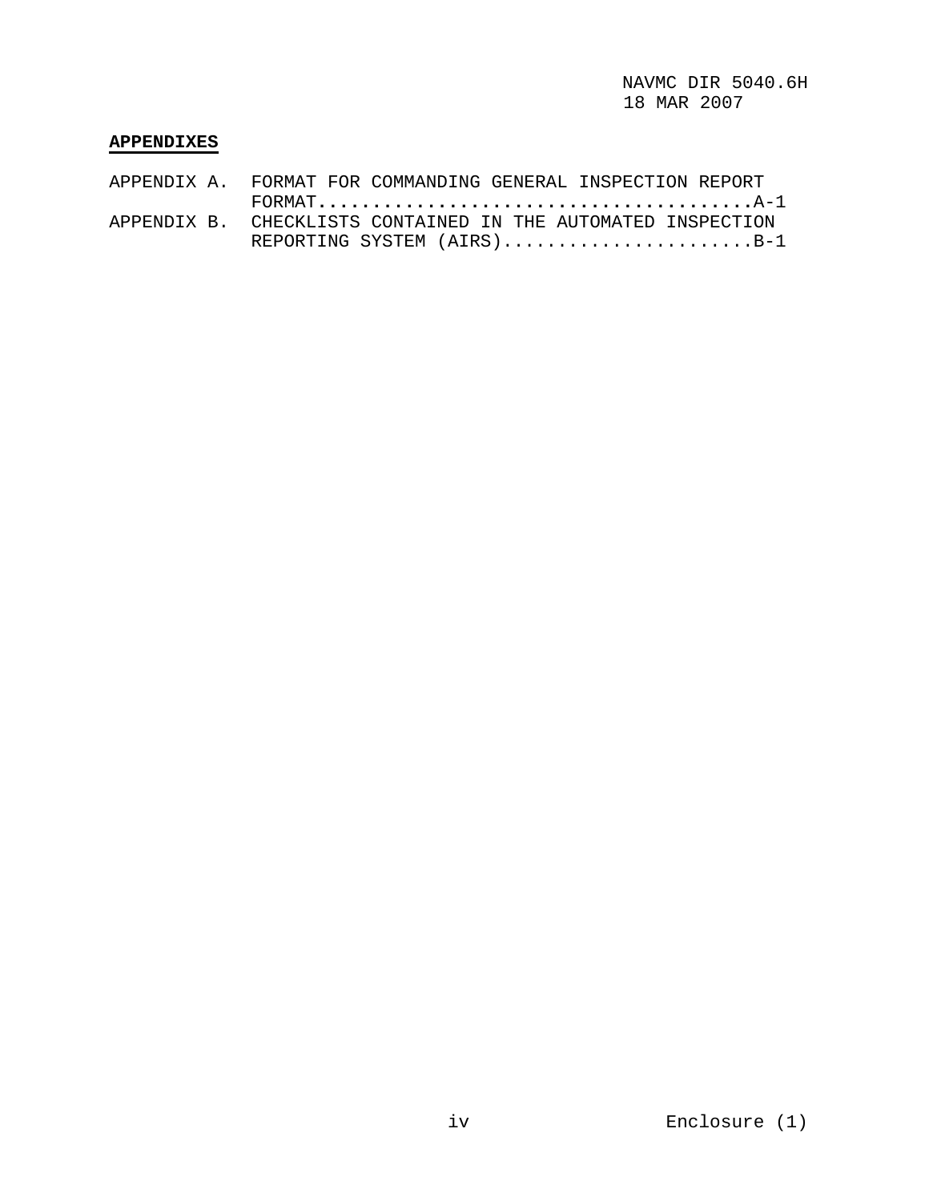## APPENDIXES

APPENDIX A. FORMAT FOR COMMANDING GENERAL INSPECTION REPORT FORMAT........................................A-1

APPENDIX B. CHECKLISTS CONTAINED IN THE AUTOMATED INSPECTION REPORTING SYSTEM (AIRS).......................B-1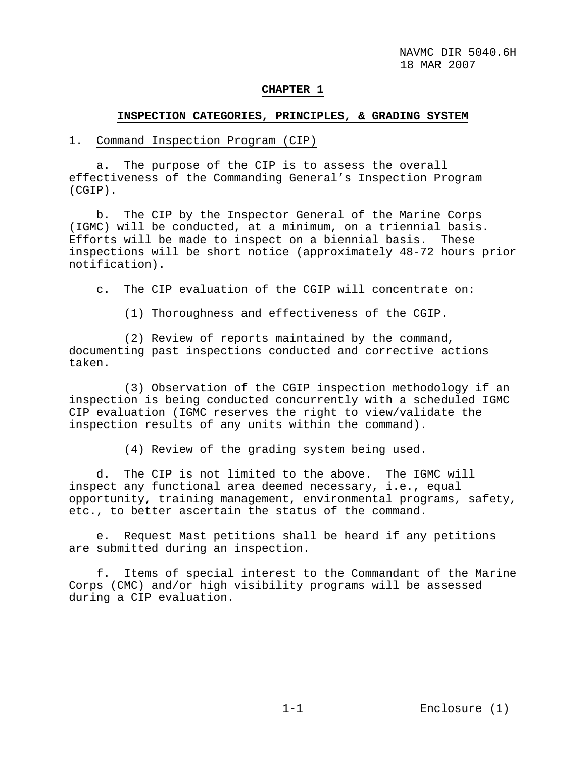# CHAPTER 1

## INSPECTION CATEGORIES, PRINCIPLES, & GRADING SYSTEM

1. Command Inspection Program (CIP)

a. The purpose of the CIP is to assess the overall effectiveness of the Commanding General's Inspection Program (CGIP).

b. The CIP by the Inspector General of the Marine Corps (IGMC) will be conducted, at a minimum, on a triennial basis. Efforts will be made to inspect on a biennial basis. These inspections will be short notice (approximately 48-72 hours prior notification).

c. The CIP evaluation of the CGIP will concentrate on:

(1) Thoroughness and effectiveness of the CGIP.

(2) Review of reports maintained by the command, documenting past inspections conducted and corrective actions taken.

(3) Observation of the CGIP inspection methodology if an inspection is being conducted concurrently with a scheduled IGMC CIP evaluation (IGMC reserves the right to view/validate the inspection results of any units within the command).

(4) Review of the grading system being used.

d. The CIP is not limited to the above. The IGMC will inspect any functional area deemed necessary, i.e., equal opportunity, training management, environmental programs, safety, etc., to better ascertain the status of the command.

e. Request Mast petitions shall be heard if any petitions are submitted during an inspection.

f. Items of special interest to the Commandant of the Marine Corps (CMC) and/or high visibility programs will be assessed during a CIP evaluation.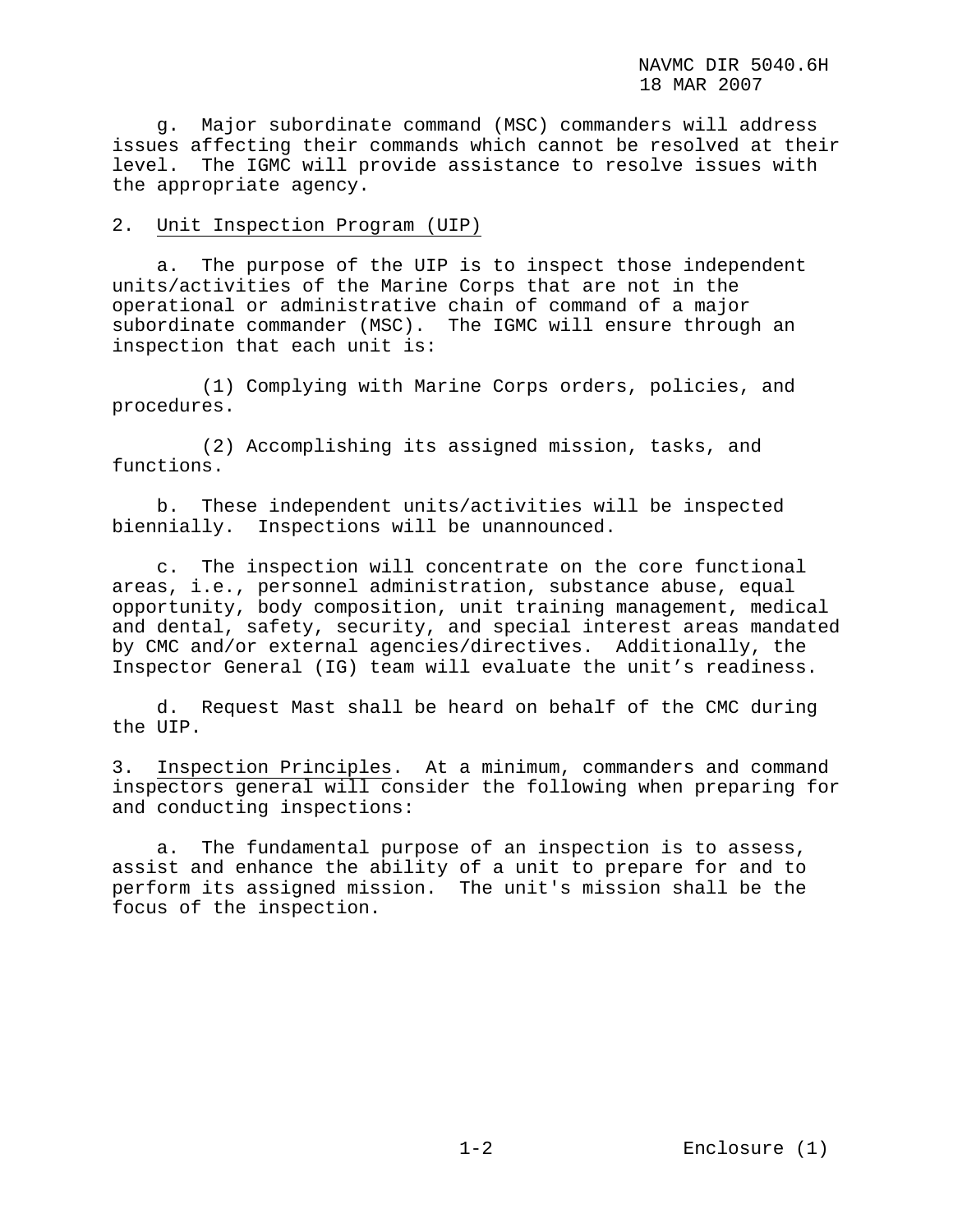g. Major subordinate command (MSC) commanders will address issues affecting their commands which cannot be resolved at their level. The IGMC will provide assistance to resolve issues with the appropriate agency.

2. Unit Inspection Program (UIP)

a. The purpose of the UIP is to inspect those independent units/activities of the Marine Corps that are not in the operational or administrative chain of command of a major subordinate commander (MSC). The IGMC will ensure through an inspection that each unit is:

(1) Complying with Marine Corps orders, policies, and procedures.

(2) Accomplishing its assigned mission, tasks, and functions.

b. These independent units/activities will be inspected biennially. Inspections will be unannounced.

c. The inspection will concentrate on the core functional areas, i.e., personnel administration, substance abuse, equal opportunity, body composition, unit training management, medical and dental, safety, security, and special interest areas mandated by CMC and/or external agencies/directives. Additionally, the Inspector General (IG) team will evaluate the unit's readiness.

d. Request Mast shall be heard on behalf of the CMC during the UIP.

3. Inspection Principles. At a minimum, commanders and command inspectors general will consider the following when preparing for and conducting inspections:

a. The fundamental purpose of an inspection is to assess, assist and enhance the ability of a unit to prepare for and to perform its assigned mission. The unit's mission shall be the focus of the inspection.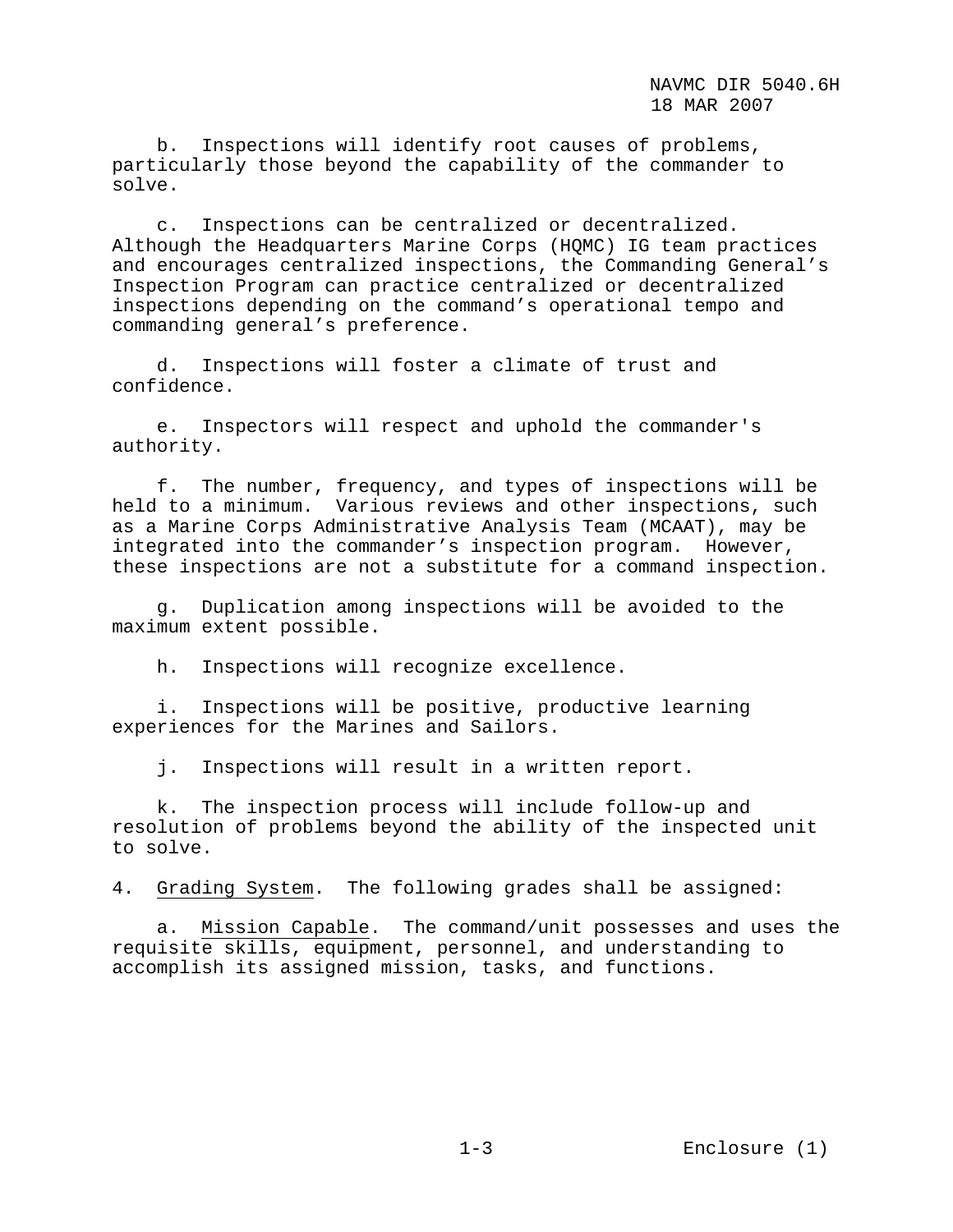b. Inspections will identify root causes of problems, particularly those beyond the capability of the commander to solve.

c. Inspections can be centralized or decentralized. Although the Headquarters Marine Corps (HQMC) IG team practices and encourages centralized inspections, the Commanding General's Inspection Program can practice centralized or decentralized inspections depending on the command's operational tempo and commanding general's preference.

d. Inspections will foster a climate of trust and confidence.

e. Inspectors will respect and uphold the commander's authority.

f. The number, frequency, and types of inspections will be held to a minimum. Various reviews and other inspections, such as a Marine Corps Administrative Analysis Team (MCAAT), may be integrated into the commander's inspection program. However, these inspections are not a substitute for a command inspection.

g. Duplication among inspections will be avoided to the maximum extent possible.

h. Inspections will recognize excellence.

i. Inspections will be positive, productive learning experiences for the Marines and Sailors.

j. Inspections will result in a written report.

k. The inspection process will include follow-up and resolution of problems beyond the ability of the inspected unit to solve.

4. Grading System. The following grades shall be assigned:

a. Mission Capable. The command/unit possesses and uses the requisite skills, equipment, personnel, and understanding to accomplish its assigned mission, tasks, and functions.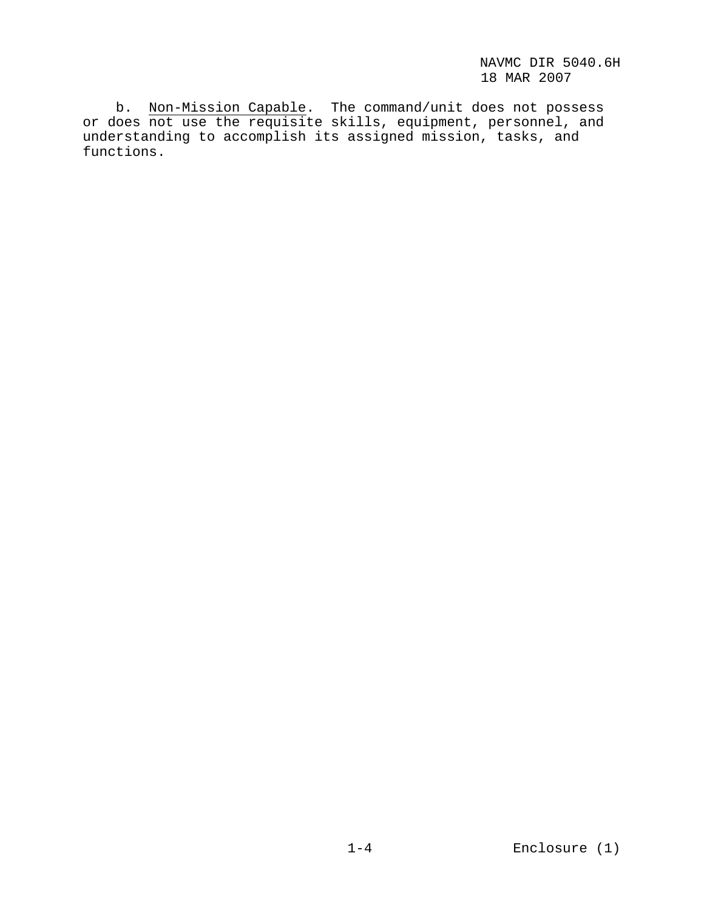b. Non-Mission Capable. The command/unit does not possess or does not use the requisite skills, equipment, personnel, and understanding to accomplish its assigned mission, tasks, and functions.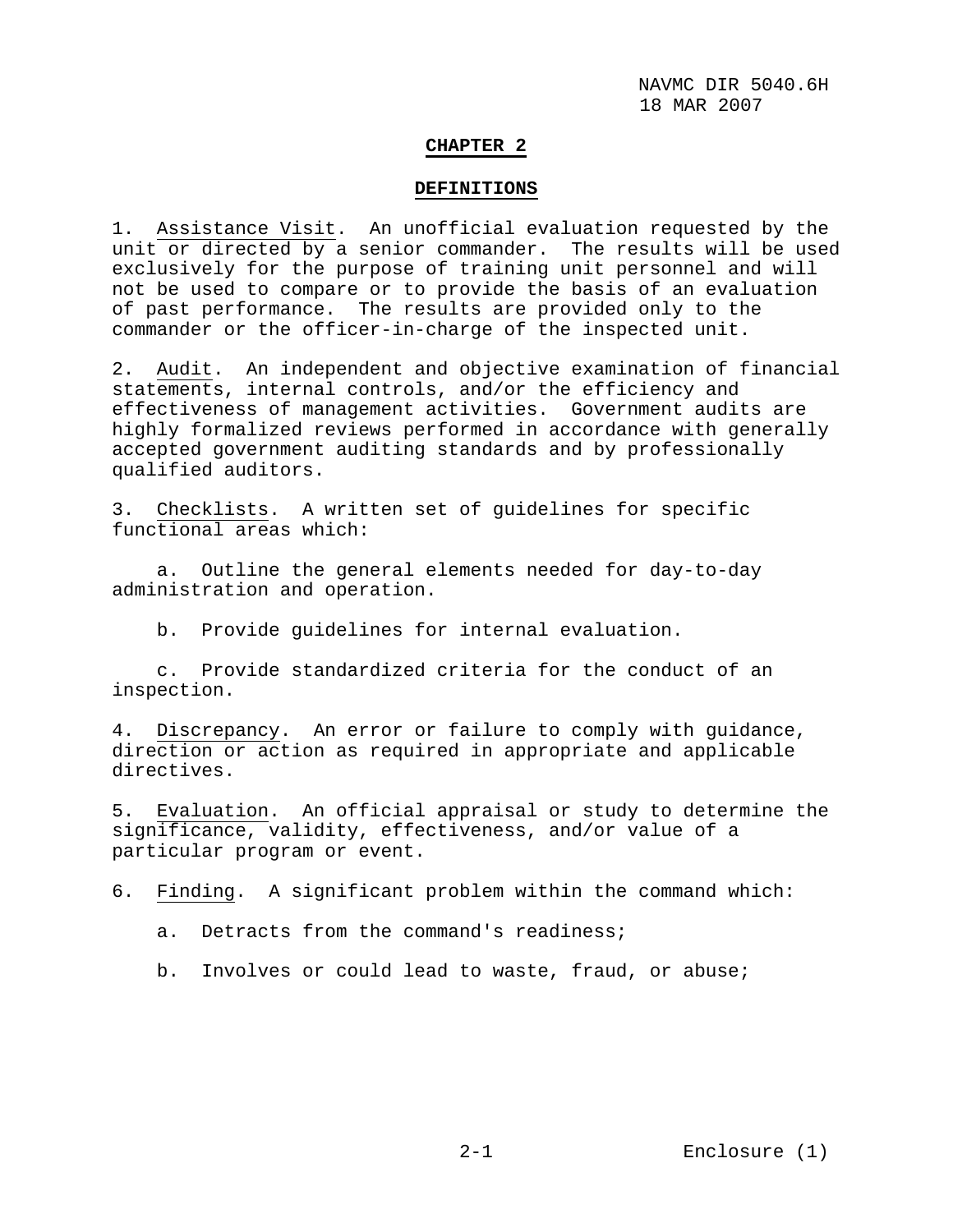# CHAPTER 2

## DEFINITIONS

1. Assistance Visit. An unofficial evaluation requested by the unit or directed by a senior commander. The results will be used exclusively for the purpose of training unit personnel and will not be used to compare or to provide the basis of an evaluation of past performance. The results are provided only to the commander or the officer-in-charge of the inspected unit.

2. Audit. An independent and objective examination of financial statements, internal controls, and/or the efficiency and effectiveness of management activities. Government audits are highly formalized reviews performed in accordance with generally accepted government auditing standards and by professionally qualified auditors.

3. Checklists. A written set of guidelines for specific functional areas which:

   a. Outline the general elements needed for day-to-day administration and operation.

   b. Provide guidelines for internal evaluation.

   c. Provide standardized criteria for the conduct of an inspection.

4. Discrepancy. An error or failure to comply with guidance, direction or action as required in appropriate and applicable directives.

5. Evaluation. An official appraisal or study to determine the significance, validity, effectiveness, and/or value of a particular program or event.

6. Finding. A significant problem within the command which:

   a. Detracts from the command's readiness;

   b. Involves or could lead to waste, fraud, or abuse;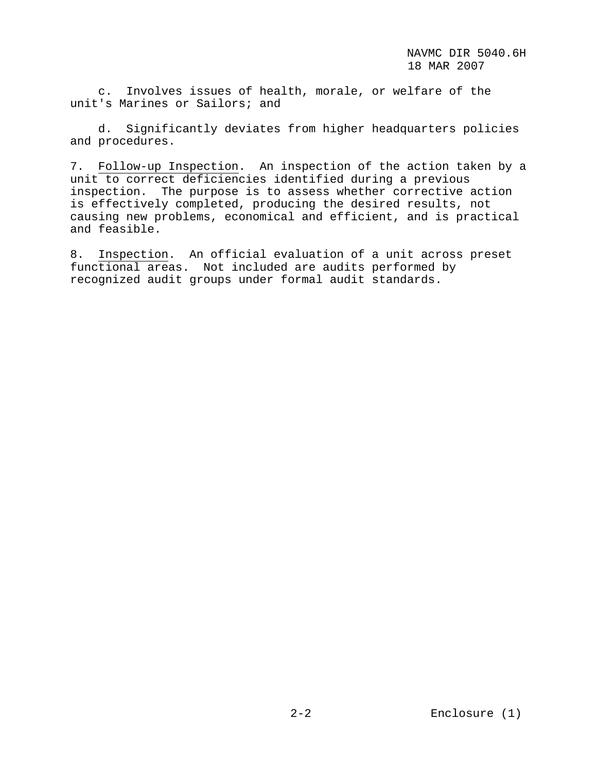c. Involves issues of health, morale, or welfare of the unit's Marines or Sailors; and

d. Significantly deviates from higher headquarters policies and procedures.

7. Follow-up Inspection. An inspection of the action taken by a unit to correct deficiencies identified during a previous inspection. The purpose is to assess whether corrective action is effectively completed, producing the desired results, not causing new problems, economical and efficient, and is practical and feasible.

8. Inspection. An official evaluation of a unit across preset functional areas. Not included are audits performed by recognized audit groups under formal audit standards.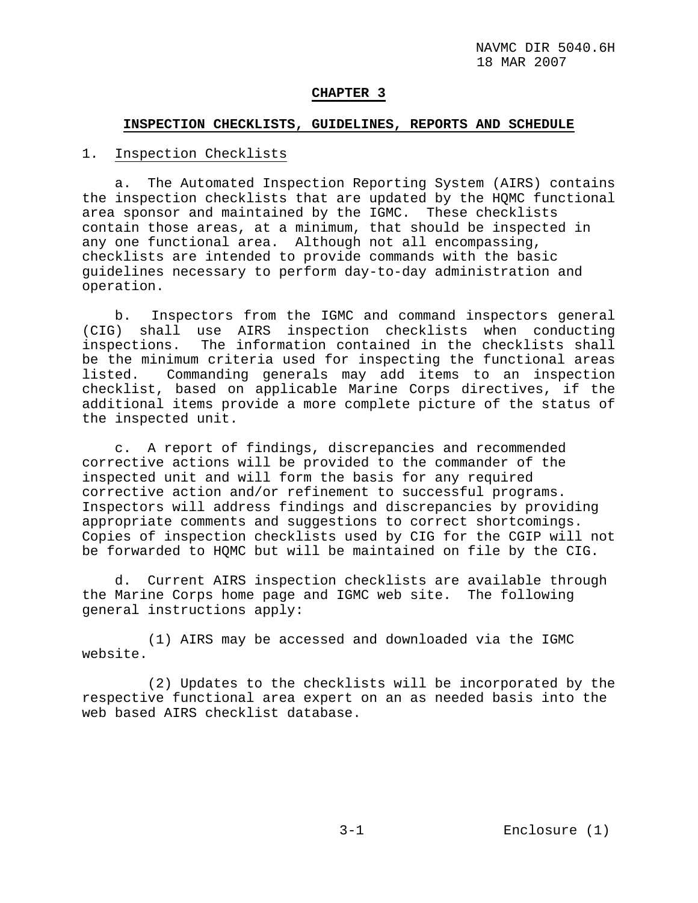## CHAPTER 3

## INSPECTION CHECKLISTS, GUIDELINES, REPORTS AND SCHEDULE

1. Inspection Checklists

a. The Automated Inspection Reporting System (AIRS) contains the inspection checklists that are updated by the HQMC functional area sponsor and maintained by the IGMC. These checklists contain those areas, at a minimum, that should be inspected in any one functional area. Although not all encompassing, checklists are intended to provide commands with the basic guidelines necessary to perform day-to-day administration and operation.

b. Inspectors from the IGMC and command inspectors general (CIG) shall use AIRS inspection checklists when conducting inspections. The information contained in the checklists shall be the minimum criteria used for inspecting the functional areas listed. Commanding generals may add items to an inspection checklist, based on applicable Marine Corps directives, if the additional items provide a more complete picture of the status of the inspected unit.

c. A report of findings, discrepancies and recommended corrective actions will be provided to the commander of the inspected unit and will form the basis for any required corrective action and/or refinement to successful programs. Inspectors will address findings and discrepancies by providing appropriate comments and suggestions to correct shortcomings. Copies of inspection checklists used by CIG for the CGIP will not be forwarded to HQMC but will be maintained on file by the CIG.

d. Current AIRS inspection checklists are available through the Marine Corps home page and IGMC web site. The following general instructions apply:

(1) AIRS may be accessed and downloaded via the IGMC website.

(2) Updates to the checklists will be incorporated by the respective functional area expert on an as needed basis into the web based AIRS checklist database.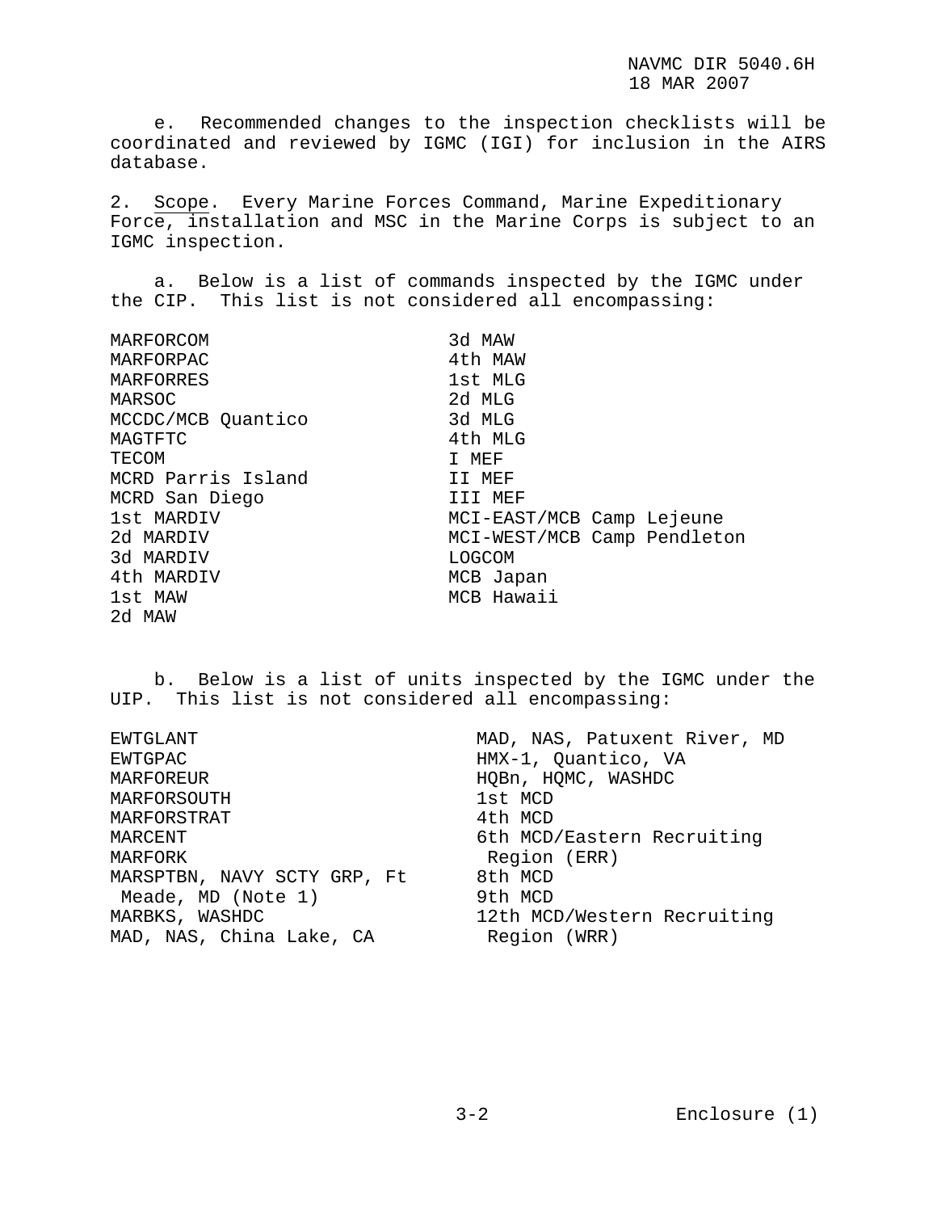e. Recommended changes to the inspection checklists will be coordinated and reviewed by IGMC (IGI) for inclusion in the AIRS database.

2. Scope. Every Marine Forces Command, Marine Expeditionary Force, installation and MSC in the Marine Corps is subject to an IGMC inspection.

a. Below is a list of commands inspected by the IGMC under the CIP. This list is not considered all encompassing:

MARFORCOM
MARFORPAC
MARFORRES
MARSOC
MCCDC/MCB Quantico
MAGTFTC
TECOM
MCRD Parris Island
MCRD San Diego
1st MARDIV
2d MARDIV
3d MARDIV
4th MARDIV
1st MAW
2d MAW
3d MAW
4th MAW
1st MLG
2d MLG
3d MLG
4th MLG
I MEF
II MEF
III MEF
MCI-EAST/MCB Camp Lejeune
MCI-WEST/MCB Camp Pendleton
LOGCOM
MCB Japan
MCB Hawaii

b. Below is a list of units inspected by the IGMC under the UIP. This list is not considered all encompassing:

EWTGLANT
EWTGPAC
MARFOREUR
MARFORSOUTH
MARFORSTRAT
MARCENT
MARFORK
MARSPTBN, NAVY SCTY GRP, Ft Meade, MD (Note 1)
MARBKS, WASHDC
MAD, NAS, China Lake, CA
MAD, NAS, Patuxent River, MD
HMX-1, Quantico, VA
HQBn, HQMC, WASHDC
1st MCD
4th MCD
6th MCD/Eastern Recruiting Region (ERR)
8th MCD
9th MCD
12th MCD/Western Recruiting Region (WRR)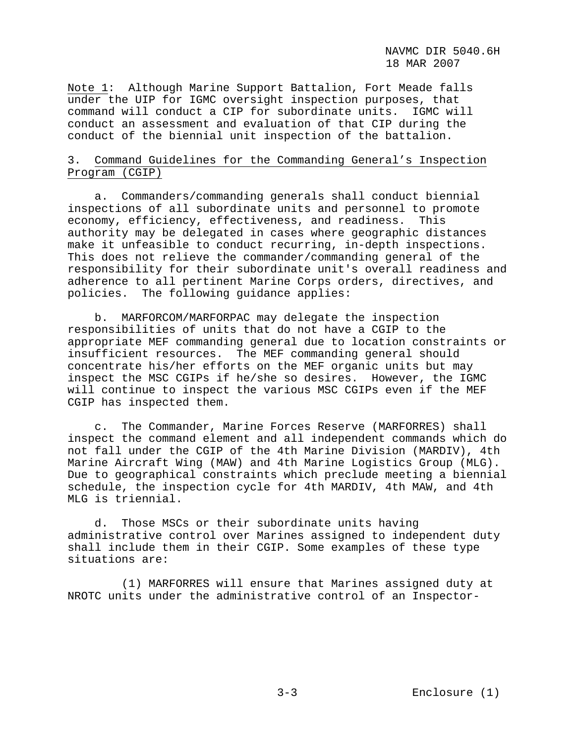Note 1: Although Marine Support Battalion, Fort Meade falls under the UIP for IGMC oversight inspection purposes, that command will conduct a CIP for subordinate units. IGMC will conduct an assessment and evaluation of that CIP during the conduct of the biennial unit inspection of the battalion.

3. Command Guidelines for the Commanding General's Inspection Program (CGIP)

a. Commanders/commanding generals shall conduct biennial inspections of all subordinate units and personnel to promote economy, efficiency, effectiveness, and readiness. This authority may be delegated in cases where geographic distances make it unfeasible to conduct recurring, in-depth inspections. This does not relieve the commander/commanding general of the responsibility for their subordinate unit's overall readiness and adherence to all pertinent Marine Corps orders, directives, and policies. The following guidance applies:

b. MARFORCOM/MARFORPAC may delegate the inspection responsibilities of units that do not have a CGIP to the appropriate MEF commanding general due to location constraints or insufficient resources. The MEF commanding general should concentrate his/her efforts on the MEF organic units but may inspect the MSC CGIPs if he/she so desires. However, the IGMC will continue to inspect the various MSC CGIPs even if the MEF CGIP has inspected them.

c. The Commander, Marine Forces Reserve (MARFORRES) shall inspect the command element and all independent commands which do not fall under the CGIP of the 4th Marine Division (MARDIV), 4th Marine Aircraft Wing (MAW) and 4th Marine Logistics Group (MLG). Due to geographical constraints which preclude meeting a biennial schedule, the inspection cycle for 4th MARDIV, 4th MAW, and 4th MLG is triennial.

d. Those MSCs or their subordinate units having administrative control over Marines assigned to independent duty shall include them in their CGIP. Some examples of these type situations are:

(1) MARFORRES will ensure that Marines assigned duty at NROTC units under the administrative control of an Inspector-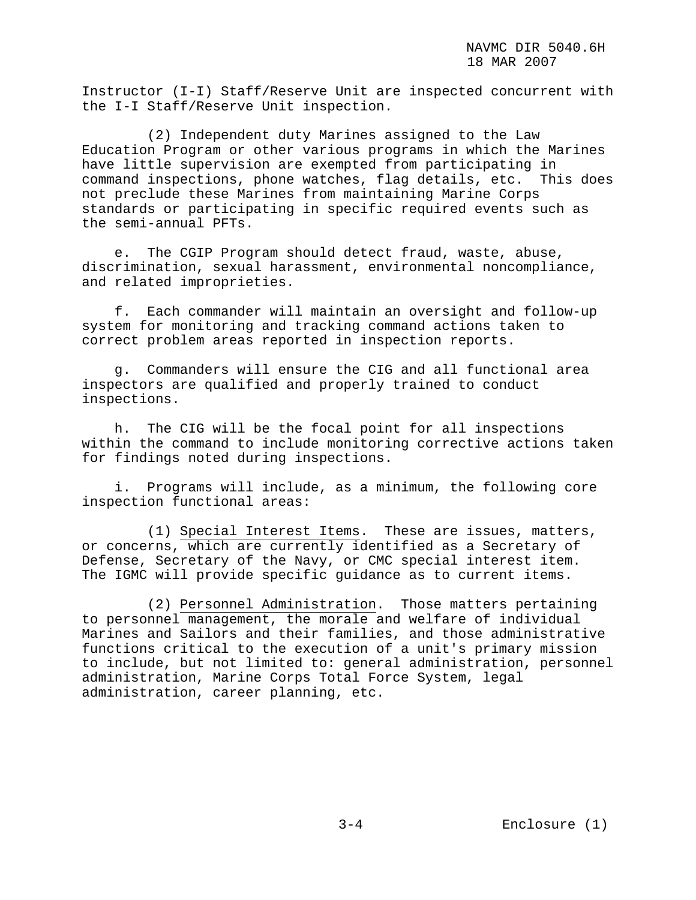Instructor (I-I) Staff/Reserve Unit are inspected concurrent with the I-I Staff/Reserve Unit inspection.

(2) Independent duty Marines assigned to the Law Education Program or other various programs in which the Marines have little supervision are exempted from participating in command inspections, phone watches, flag details, etc. This does not preclude these Marines from maintaining Marine Corps standards or participating in specific required events such as the semi-annual PFTs.

e. The CGIP Program should detect fraud, waste, abuse, discrimination, sexual harassment, environmental noncompliance, and related improprieties.

f. Each commander will maintain an oversight and follow-up system for monitoring and tracking command actions taken to correct problem areas reported in inspection reports.

g. Commanders will ensure the CIG and all functional area inspectors are qualified and properly trained to conduct inspections.

h. The CIG will be the focal point for all inspections within the command to include monitoring corrective actions taken for findings noted during inspections.

i. Programs will include, as a minimum, the following core inspection functional areas:

(1) Special Interest Items. These are issues, matters, or concerns, which are currently identified as a Secretary of Defense, Secretary of the Navy, or CMC special interest item. The IGMC will provide specific guidance as to current items.

(2) Personnel Administration. Those matters pertaining to personnel management, the morale and welfare of individual Marines and Sailors and their families, and those administrative functions critical to the execution of a unit's primary mission to include, but not limited to: general administration, personnel administration, Marine Corps Total Force System, legal administration, career planning, etc.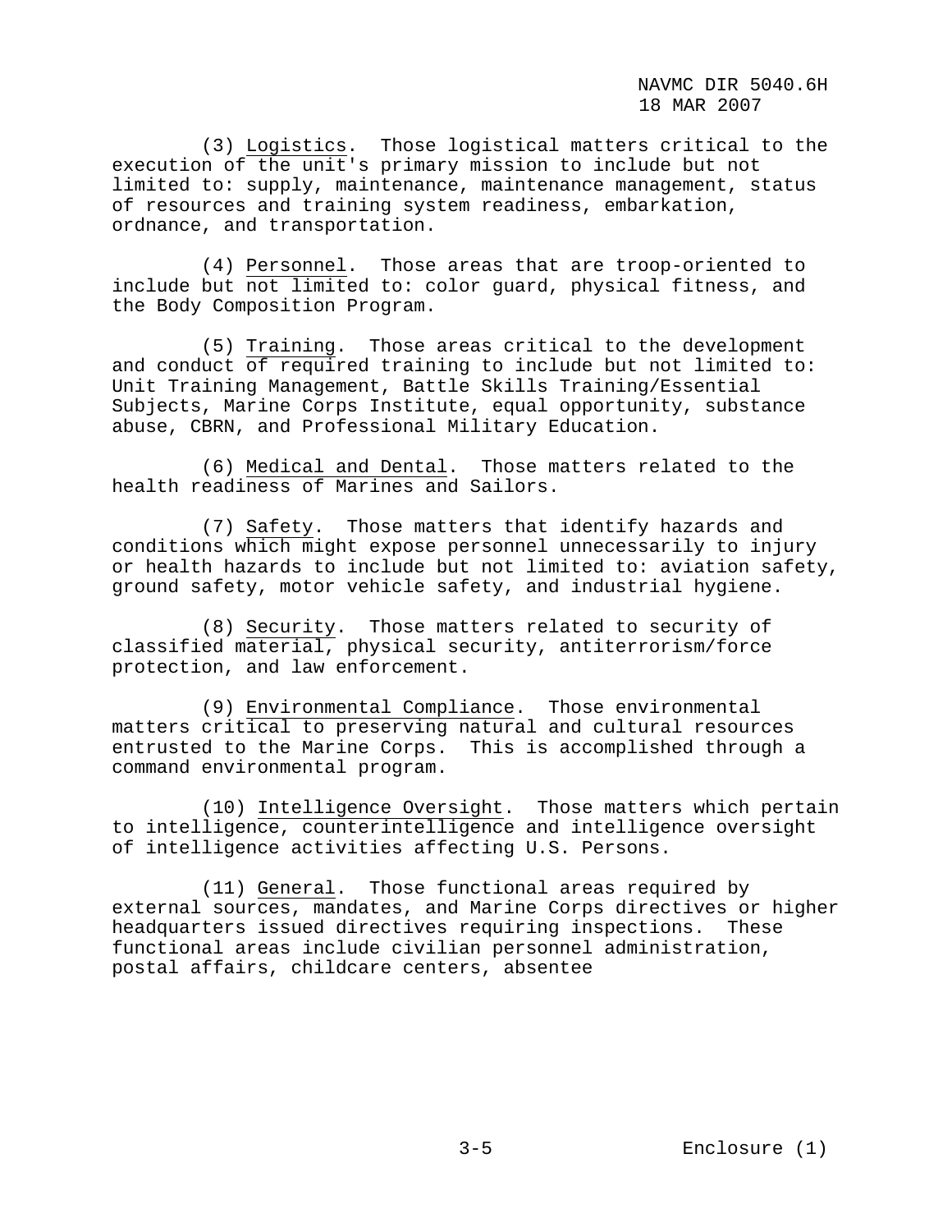(3) Logistics. Those logistical matters critical to the execution of the unit's primary mission to include but not limited to: supply, maintenance, maintenance management, status of resources and training system readiness, embarkation, ordnance, and transportation.

(4) Personnel. Those areas that are troop-oriented to include but not limited to: color guard, physical fitness, and the Body Composition Program.

(5) Training. Those areas critical to the development and conduct of required training to include but not limited to: Unit Training Management, Battle Skills Training/Essential Subjects, Marine Corps Institute, equal opportunity, substance abuse, CBRN, and Professional Military Education.

(6) Medical and Dental. Those matters related to the health readiness of Marines and Sailors.

(7) Safety. Those matters that identify hazards and conditions which might expose personnel unnecessarily to injury or health hazards to include but not limited to: aviation safety, ground safety, motor vehicle safety, and industrial hygiene.

(8) Security. Those matters related to security of classified material, physical security, antiterrorism/force protection, and law enforcement.

(9) Environmental Compliance. Those environmental matters critical to preserving natural and cultural resources entrusted to the Marine Corps. This is accomplished through a command environmental program.

(10) Intelligence Oversight. Those matters which pertain to intelligence, counterintelligence and intelligence oversight of intelligence activities affecting U.S. Persons.

(11) General. Those functional areas required by external sources, mandates, and Marine Corps directives or higher headquarters issued directives requiring inspections. These functional areas include civilian personnel administration, postal affairs, childcare centers, absentee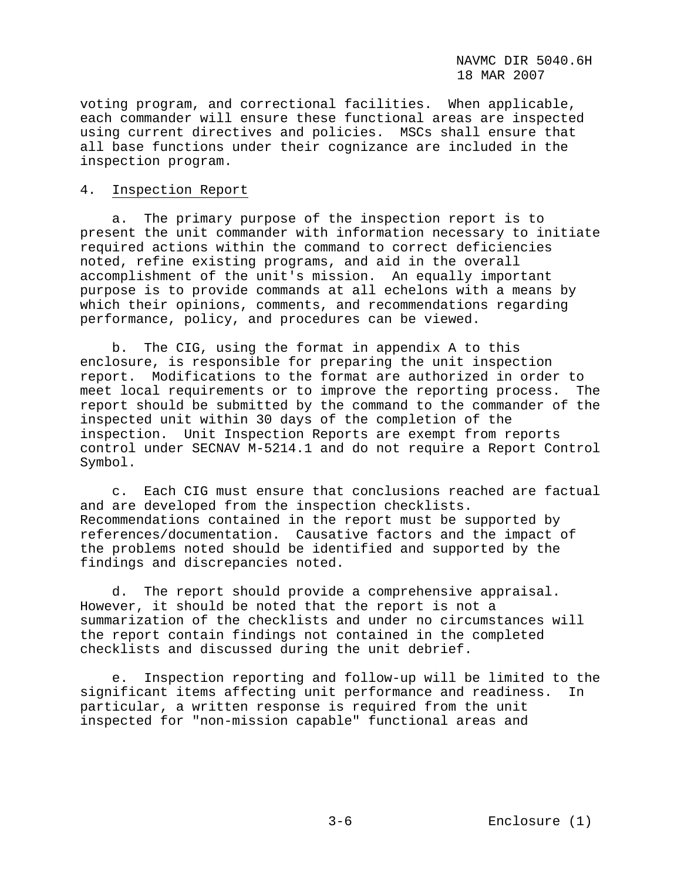voting program, and correctional facilities. When applicable, each commander will ensure these functional areas are inspected using current directives and policies. MSCs shall ensure that all base functions under their cognizance are included in the inspection program.

4. Inspection Report

a. The primary purpose of the inspection report is to present the unit commander with information necessary to initiate required actions within the command to correct deficiencies noted, refine existing programs, and aid in the overall accomplishment of the unit's mission. An equally important purpose is to provide commands at all echelons with a means by which their opinions, comments, and recommendations regarding performance, policy, and procedures can be viewed.

b. The CIG, using the format in appendix A to this enclosure, is responsible for preparing the unit inspection report. Modifications to the format are authorized in order to meet local requirements or to improve the reporting process. The report should be submitted by the command to the commander of the inspected unit within 30 days of the completion of the inspection. Unit Inspection Reports are exempt from reports control under SECNAV M-5214.1 and do not require a Report Control Symbol.

c. Each CIG must ensure that conclusions reached are factual and are developed from the inspection checklists. Recommendations contained in the report must be supported by references/documentation. Causative factors and the impact of the problems noted should be identified and supported by the findings and discrepancies noted.

d. The report should provide a comprehensive appraisal. However, it should be noted that the report is not a summarization of the checklists and under no circumstances will the report contain findings not contained in the completed checklists and discussed during the unit debrief.

e. Inspection reporting and follow-up will be limited to the significant items affecting unit performance and readiness. In particular, a written response is required from the unit inspected for "non-mission capable" functional areas and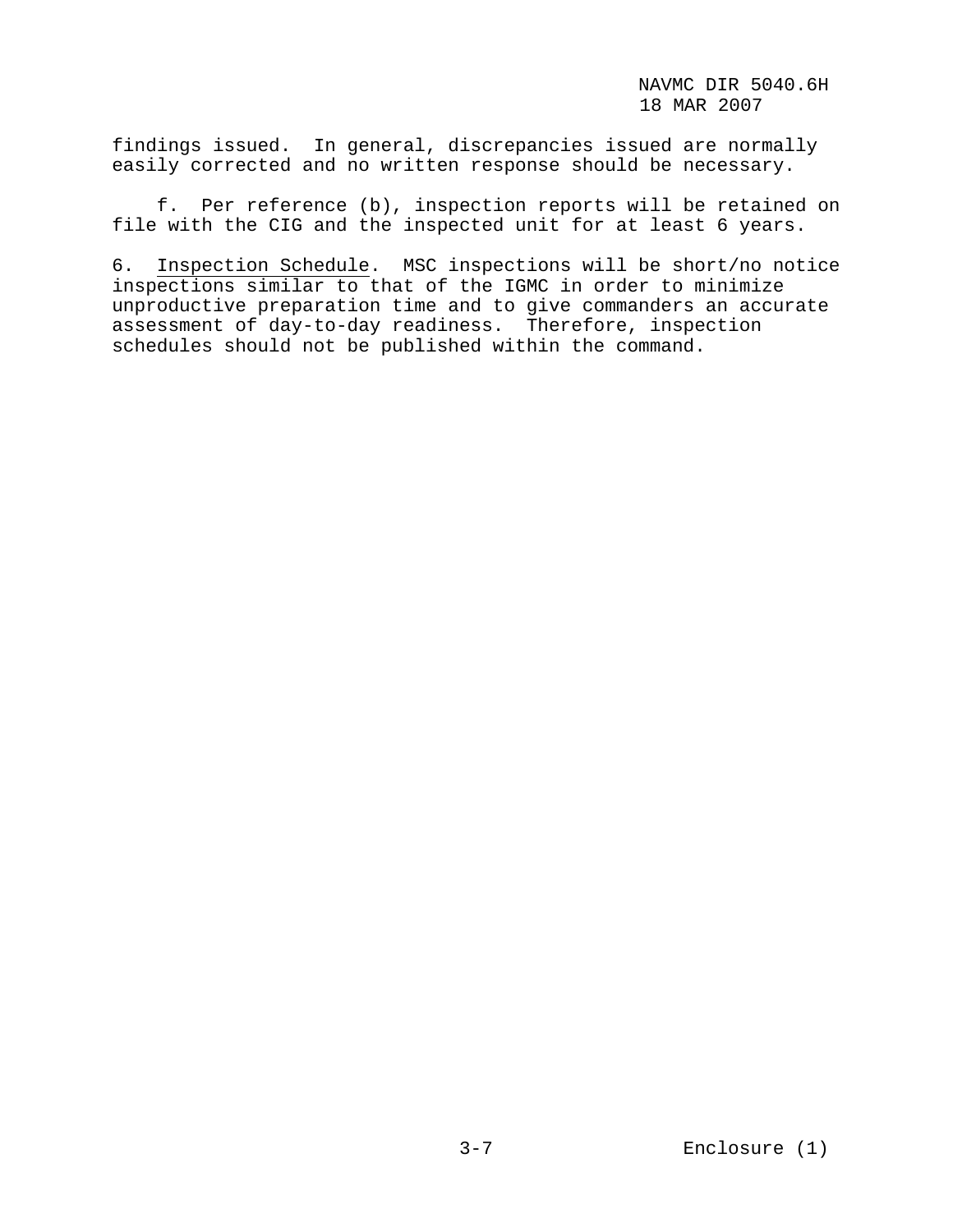findings issued. In general, discrepancies issued are normally easily corrected and no written response should be necessary.

f. Per reference (b), inspection reports will be retained on file with the CIG and the inspected unit for at least 6 years.

6. Inspection Schedule. MSC inspections will be short/no notice inspections similar to that of the IGMC in order to minimize unproductive preparation time and to give commanders an accurate assessment of day-to-day readiness. Therefore, inspection schedules should not be published within the command.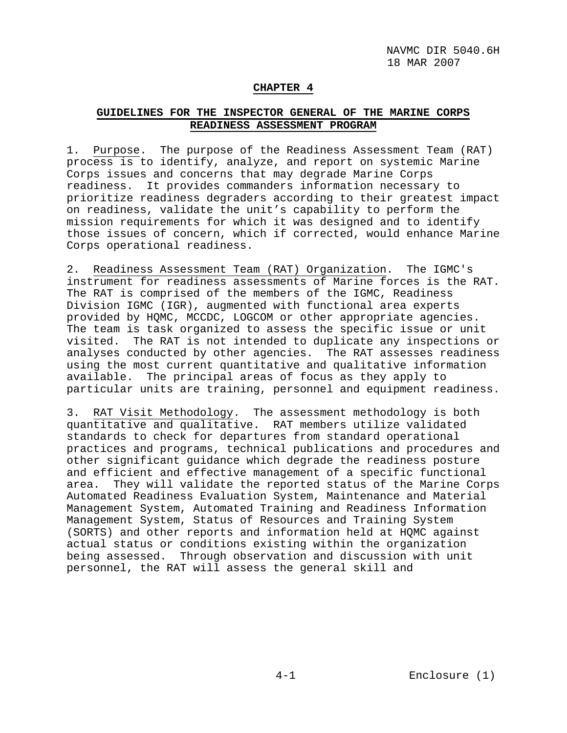# CHAPTER 4

## GUIDELINES FOR THE INSPECTOR GENERAL OF THE MARINE CORPS READINESS ASSESSMENT PROGRAM

1. Purpose. The purpose of the Readiness Assessment Team (RAT) process is to identify, analyze, and report on systemic Marine Corps issues and concerns that may degrade Marine Corps readiness. It provides commanders information necessary to prioritize readiness degraders according to their greatest impact on readiness, validate the unit's capability to perform the mission requirements for which it was designed and to identify those issues of concern, which if corrected, would enhance Marine Corps operational readiness.

2. Readiness Assessment Team (RAT) Organization. The IGMC's instrument for readiness assessments of Marine forces is the RAT. The RAT is comprised of the members of the IGMC, Readiness Division IGMC (IGR), augmented with functional area experts provided by HQMC, MCCDC, LOGCOM or other appropriate agencies. The team is task organized to assess the specific issue or unit visited. The RAT is not intended to duplicate any inspections or analyses conducted by other agencies. The RAT assesses readiness using the most current quantitative and qualitative information available. The principal areas of focus as they apply to particular units are training, personnel and equipment readiness.

3. RAT Visit Methodology. The assessment methodology is both quantitative and qualitative. RAT members utilize validated standards to check for departures from standard operational practices and programs, technical publications and procedures and other significant guidance which degrade the readiness posture and efficient and effective management of a specific functional area. They will validate the reported status of the Marine Corps Automated Readiness Evaluation System, Maintenance and Material Management System, Automated Training and Readiness Information Management System, Status of Resources and Training System (SORTS) and other reports and information held at HQMC against actual status or conditions existing within the organization being assessed. Through observation and discussion with unit personnel, the RAT will assess the general skill and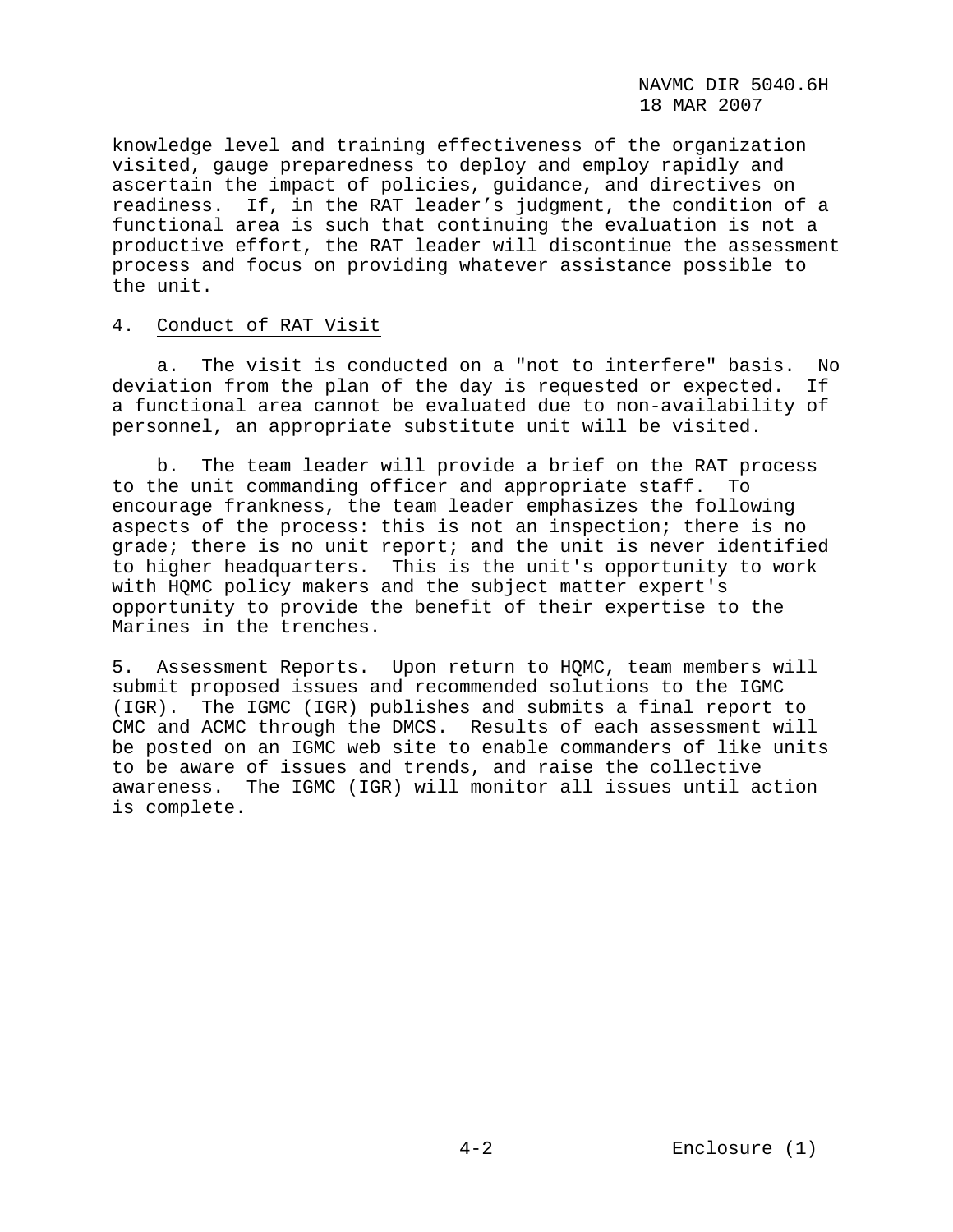knowledge level and training effectiveness of the organization visited, gauge preparedness to deploy and employ rapidly and ascertain the impact of policies, guidance, and directives on readiness. If, in the RAT leader's judgment, the condition of a functional area is such that continuing the evaluation is not a productive effort, the RAT leader will discontinue the assessment process and focus on providing whatever assistance possible to the unit.

4. Conduct of RAT Visit

a. The visit is conducted on a "not to interfere" basis. No deviation from the plan of the day is requested or expected. If a functional area cannot be evaluated due to non-availability of personnel, an appropriate substitute unit will be visited.

b. The team leader will provide a brief on the RAT process to the unit commanding officer and appropriate staff. To encourage frankness, the team leader emphasizes the following aspects of the process: this is not an inspection; there is no grade; there is no unit report; and the unit is never identified to higher headquarters. This is the unit's opportunity to work with HQMC policy makers and the subject matter expert's opportunity to provide the benefit of their expertise to the Marines in the trenches.

5. Assessment Reports. Upon return to HQMC, team members will submit proposed issues and recommended solutions to the IGMC (IGR). The IGMC (IGR) publishes and submits a final report to CMC and ACMC through the DMCS. Results of each assessment will be posted on an IGMC web site to enable commanders of like units to be aware of issues and trends, and raise the collective awareness. The IGMC (IGR) will monitor all issues until action is complete.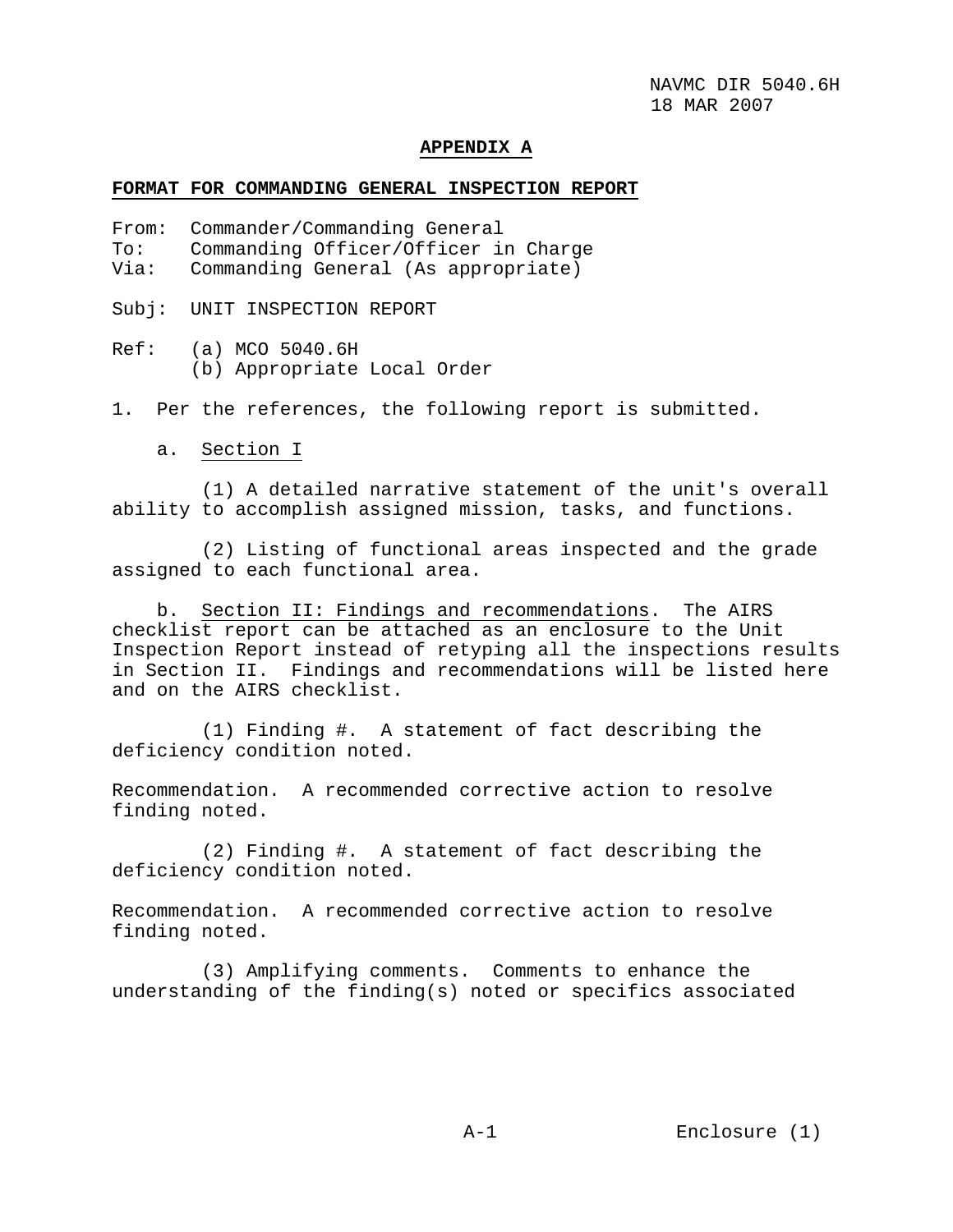**APPENDIX A**

**FORMAT FOR COMMANDING GENERAL INSPECTION REPORT**

From: Commander/Commanding General
To: Commanding Officer/Officer in Charge
Via: Commanding General (As appropriate)

Subj: UNIT INSPECTION REPORT

Ref: (a) MCO 5040.6H
(b) Appropriate Local Order

1. Per the references, the following report is submitted.

a. Section I

(1) A detailed narrative statement of the unit's overall ability to accomplish assigned mission, tasks, and functions.

(2) Listing of functional areas inspected and the grade assigned to each functional area.

b. Section II: Findings and recommendations. The AIRS checklist report can be attached as an enclosure to the Unit Inspection Report instead of retyping all the inspections results in Section II. Findings and recommendations will be listed here and on the AIRS checklist.

(1) Finding #. A statement of fact describing the deficiency condition noted.

Recommendation. A recommended corrective action to resolve finding noted.

(2) Finding #. A statement of fact describing the deficiency condition noted.

Recommendation. A recommended corrective action to resolve finding noted.

(3) Amplifying comments. Comments to enhance the understanding of the finding(s) noted or specifics associated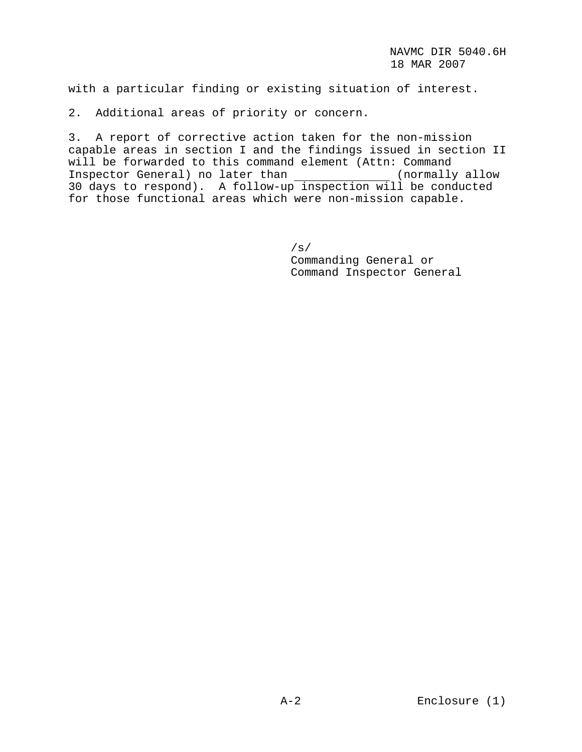with a particular finding or existing situation of interest.

2. Additional areas of priority or concern.

3. A report of corrective action taken for the non-mission capable areas in section I and the findings issued in section II will be forwarded to this command element (Attn: Command Inspector General) no later than _____________ (normally allow 30 days to respond). A follow-up inspection will be conducted for those functional areas which were non-mission capable.

/s/
Commanding General or
Command Inspector General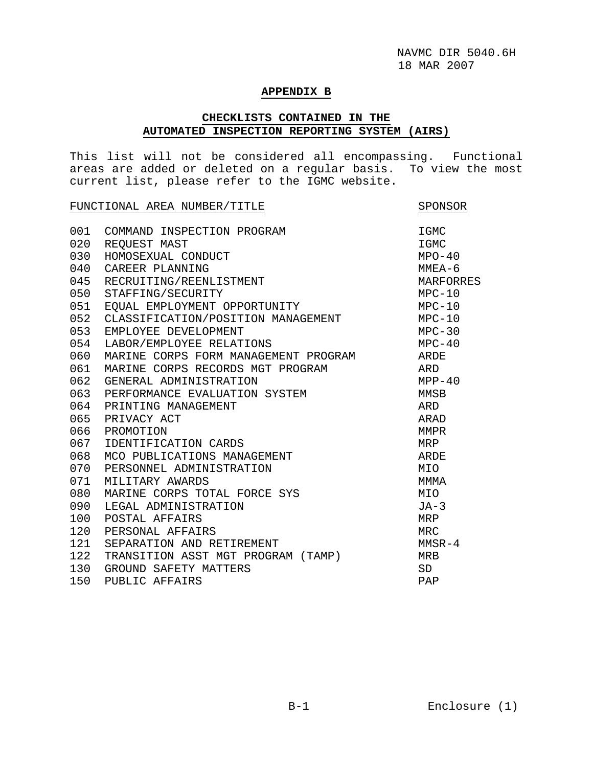## APPENDIX B

## CHECKLISTS CONTAINED IN THE AUTOMATED INSPECTION REPORTING SYSTEM (AIRS)

This list will not be considered all encompassing. Functional areas are added or deleted on a regular basis. To view the most current list, please refer to the IGMC website.

| FUNCTIONAL AREA NUMBER/TITLE | | SPONSOR |
|---|---|---|
| 001 | COMMAND INSPECTION PROGRAM | IGMC |
| 020 | REQUEST MAST | IGMC |
| 030 | HOMOSEXUAL CONDUCT | MPO-40 |
| 040 | CAREER PLANNING | MMEA-6 |
| 045 | RECRUITING/REENLISTMENT | MARFORRES |
| 050 | STAFFING/SECURITY | MPC-10 |
| 051 | EQUAL EMPLOYMENT OPPORTUNITY | MPC-10 |
| 052 | CLASSIFICATION/POSITION MANAGEMENT | MPC-10 |
| 053 | EMPLOYEE DEVELOPMENT | MPC-30 |
| 054 | LABOR/EMPLOYEE RELATIONS | MPC-40 |
| 060 | MARINE CORPS FORM MANAGEMENT PROGRAM | ARDE |
| 061 | MARINE CORPS RECORDS MGT PROGRAM | ARD |
| 062 | GENERAL ADMINISTRATION | MPP-40 |
| 063 | PERFORMANCE EVALUATION SYSTEM | MMSB |
| 064 | PRINTING MANAGEMENT | ARD |
| 065 | PRIVACY ACT | ARAD |
| 066 | PROMOTION | MMPR |
| 067 | IDENTIFICATION CARDS | MRP |
| 068 | MCO PUBLICATIONS MANAGEMENT | ARDE |
| 070 | PERSONNEL ADMINISTRATION | MIO |
| 071 | MILITARY AWARDS | MMMA |
| 080 | MARINE CORPS TOTAL FORCE SYS | MIO |
| 090 | LEGAL ADMINISTRATION | JA-3 |
| 100 | POSTAL AFFAIRS | MRP |
| 120 | PERSONAL AFFAIRS | MRC |
| 121 | SEPARATION AND RETIREMENT | MMSR-4 |
| 122 | TRANSITION ASST MGT PROGRAM (TAMP) | MRB |
| 130 | GROUND SAFETY MATTERS | SD |
| 150 | PUBLIC AFFAIRS | PAP |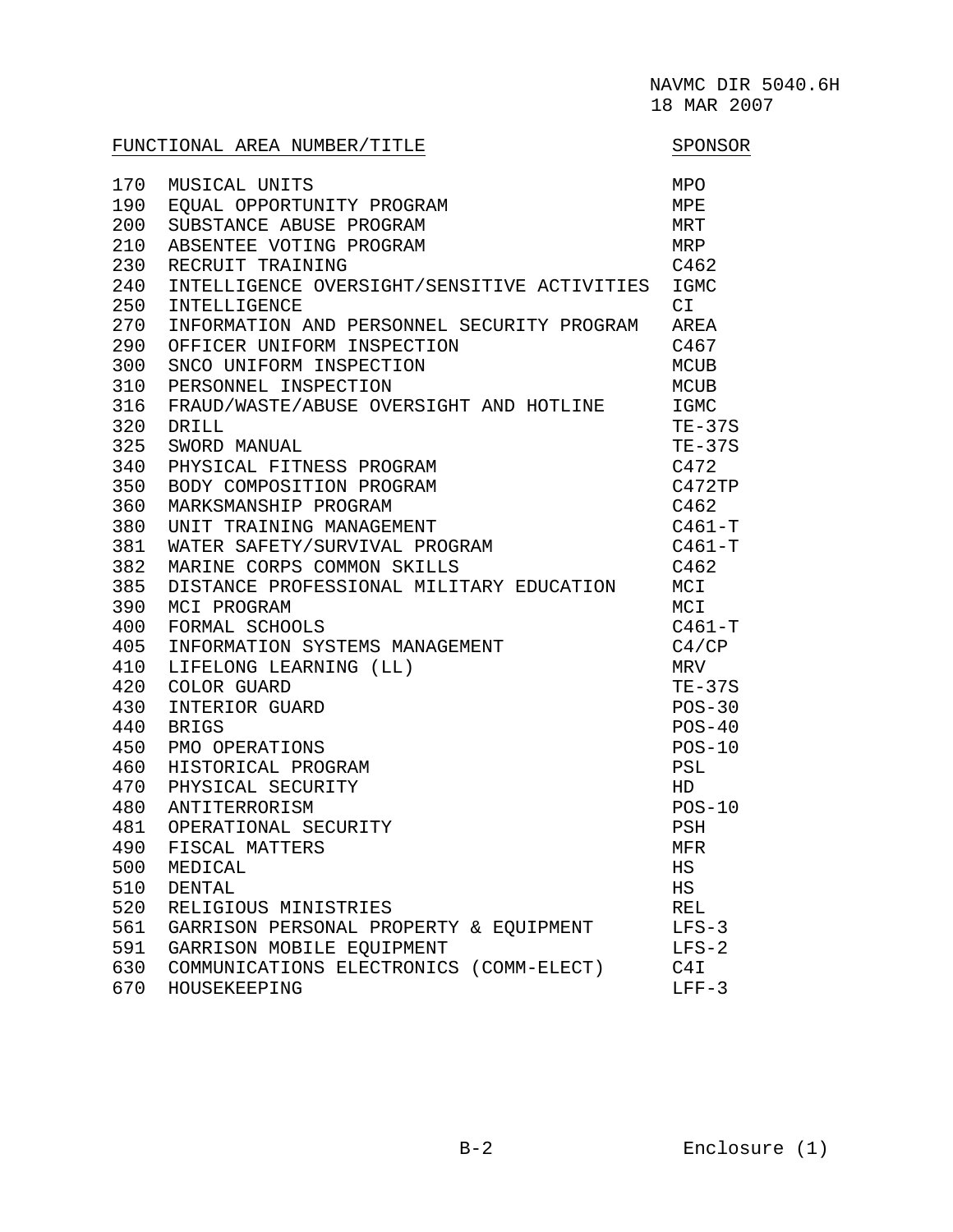| FUNCTIONAL AREA NUMBER/TITLE | | SPONSOR |
|---|---|---|
| 170 | MUSICAL UNITS | MPO |
| 190 | EQUAL OPPORTUNITY PROGRAM | MPE |
| 200 | SUBSTANCE ABUSE PROGRAM | MRT |
| 210 | ABSENTEE VOTING PROGRAM | MRP |
| 230 | RECRUIT TRAINING | C462 |
| 240 | INTELLIGENCE OVERSIGHT/SENSITIVE ACTIVITIES | IGMC |
| 250 | INTELLIGENCE | CI |
| 270 | INFORMATION AND PERSONNEL SECURITY PROGRAM | AREA |
| 290 | OFFICER UNIFORM INSPECTION | C467 |
| 300 | SNCO UNIFORM INSPECTION | MCUB |
| 310 | PERSONNEL INSPECTION | MCUB |
| 316 | FRAUD/WASTE/ABUSE OVERSIGHT AND HOTLINE | IGMC |
| 320 | DRILL | TE-37S |
| 325 | SWORD MANUAL | TE-37S |
| 340 | PHYSICAL FITNESS PROGRAM | C472 |
| 350 | BODY COMPOSITION PROGRAM | C472TP |
| 360 | MARKSMANSHIP PROGRAM | C462 |
| 380 | UNIT TRAINING MANAGEMENT | C461-T |
| 381 | WATER SAFETY/SURVIVAL PROGRAM | C461-T |
| 382 | MARINE CORPS COMMON SKILLS | C462 |
| 385 | DISTANCE PROFESSIONAL MILITARY EDUCATION | MCI |
| 390 | MCI PROGRAM | MCI |
| 400 | FORMAL SCHOOLS | C461-T |
| 405 | INFORMATION SYSTEMS MANAGEMENT | C4/CP |
| 410 | LIFELONG LEARNING (LL) | MRV |
| 420 | COLOR GUARD | TE-37S |
| 430 | INTERIOR GUARD | POS-30 |
| 440 | BRIGS | POS-40 |
| 450 | PMO OPERATIONS | POS-10 |
| 460 | HISTORICAL PROGRAM | PSL |
| 470 | PHYSICAL SECURITY | HD |
| 480 | ANTITERRORISM | POS-10 |
| 481 | OPERATIONAL SECURITY | PSH |
| 490 | FISCAL MATTERS | MFR |
| 500 | MEDICAL | HS |
| 510 | DENTAL | HS |
| 520 | RELIGIOUS MINISTRIES | REL |
| 561 | GARRISON PERSONAL PROPERTY & EQUIPMENT | LFS-3 |
| 591 | GARRISON MOBILE EQUIPMENT | LFS-2 |
| 630 | COMMUNICATIONS ELECTRONICS (COMM-ELECT) | C4I |
| 670 | HOUSEKEEPING | LFF-3 |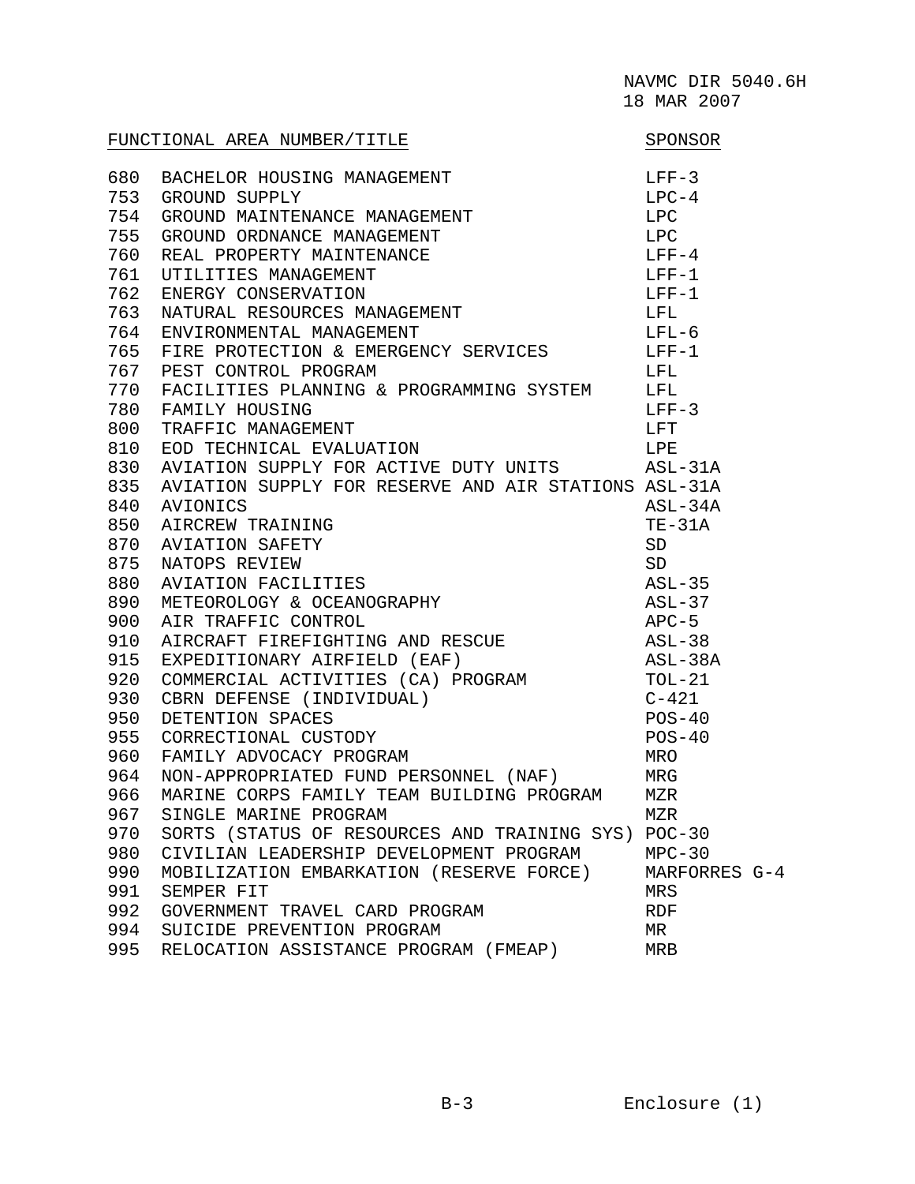| FUNCTIONAL AREA NUMBER/TITLE | | SPONSOR |
|---|---|---|
| 680 | BACHELOR HOUSING MANAGEMENT | LFF-3 |
| 753 | GROUND SUPPLY | LPC-4 |
| 754 | GROUND MAINTENANCE MANAGEMENT | LPC |
| 755 | GROUND ORDNANCE MANAGEMENT | LPC |
| 760 | REAL PROPERTY MAINTENANCE | LFF-4 |
| 761 | UTILITIES MANAGEMENT | LFF-1 |
| 762 | ENERGY CONSERVATION | LFF-1 |
| 763 | NATURAL RESOURCES MANAGEMENT | LFL |
| 764 | ENVIRONMENTAL MANAGEMENT | LFL-6 |
| 765 | FIRE PROTECTION & EMERGENCY SERVICES | LFF-1 |
| 767 | PEST CONTROL PROGRAM | LFL |
| 770 | FACILITIES PLANNING & PROGRAMMING SYSTEM | LFL |
| 780 | FAMILY HOUSING | LFF-3 |
| 800 | TRAFFIC MANAGEMENT | LFT |
| 810 | EOD TECHNICAL EVALUATION | LPE |
| 830 | AVIATION SUPPLY FOR ACTIVE DUTY UNITS | ASL-31A |
| 835 | AVIATION SUPPLY FOR RESERVE AND AIR STATIONS | ASL-31A |
| 840 | AVIONICS | ASL-34A |
| 850 | AIRCREW TRAINING | TE-31A |
| 870 | AVIATION SAFETY | SD |
| 875 | NATOPS REVIEW | SD |
| 880 | AVIATION FACILITIES | ASL-35 |
| 890 | METEOROLOGY & OCEANOGRAPHY | ASL-37 |
| 900 | AIR TRAFFIC CONTROL | APC-5 |
| 910 | AIRCRAFT FIREFIGHTING AND RESCUE | ASL-38 |
| 915 | EXPEDITIONARY AIRFIELD (EAF) | ASL-38A |
| 920 | COMMERCIAL ACTIVITIES (CA) PROGRAM | TOL-21 |
| 930 | CBRN DEFENSE (INDIVIDUAL) | C-421 |
| 950 | DETENTION SPACES | POS-40 |
| 955 | CORRECTIONAL CUSTODY | POS-40 |
| 960 | FAMILY ADVOCACY PROGRAM | MRO |
| 964 | NON-APPROPRIATED FUND PERSONNEL (NAF) | MRG |
| 966 | MARINE CORPS FAMILY TEAM BUILDING PROGRAM | MZR |
| 967 | SINGLE MARINE PROGRAM | MZR |
| 970 | SORTS (STATUS OF RESOURCES AND TRAINING SYS) | POC-30 |
| 980 | CIVILIAN LEADERSHIP DEVELOPMENT PROGRAM | MPC-30 |
| 990 | MOBILIZATION EMBARKATION (RESERVE FORCE) | MARFORRES G-4 |
| 991 | SEMPER FIT | MRS |
| 992 | GOVERNMENT TRAVEL CARD PROGRAM | RDF |
| 994 | SUICIDE PREVENTION PROGRAM | MR |
| 995 | RELOCATION ASSISTANCE PROGRAM (FMEAP) | MRB |